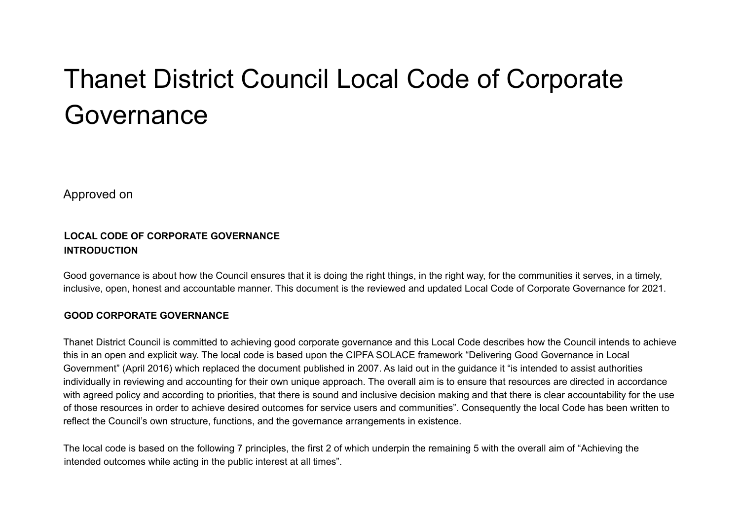# Thanet District Council Local Code of Corporate Governance

Approved on

**LOCAL CODE OF CORPORATE GOVERNANCE**

**INTRODUCTION**

Good governance is about how the Council ensures that it is doing the right things, in the right way, for the communities it serves, in a timely, inclusive, open, honest and accountable manner. This document is the reviewed and updated Local Code of Corporate Governance for 2021.

**GOOD CORPORATE GOVERNANCE**

Thanet District Council is committed to achieving good corporate governance and this Local Code describes how the Council intends to achieve this in an open and explicit way. The local code is based upon the CIPFA SOLACE framework “Delivering Good Governance in Local Government” (April 2016) which replaced the document published in 2007. As laid out in the guidance it “is intended to assist authorities individually in reviewing and accounting for their own unique approach. The overall aim is to ensure that resources are directed in accordance with agreed policy and according to priorities, that there is sound and inclusive decision making and that there is clear accountability for the use of those resources in order to achieve desired outcomes for service users and communities”. Consequently the local Code has been written to reflect the Council’s own structure, functions, and the governance arrangements in existence.

The local code is based on the following 7 principles, the first 2 of which underpin the remaining 5 with the overall aim of “Achieving the intended outcomes while acting in the public interest at all times”.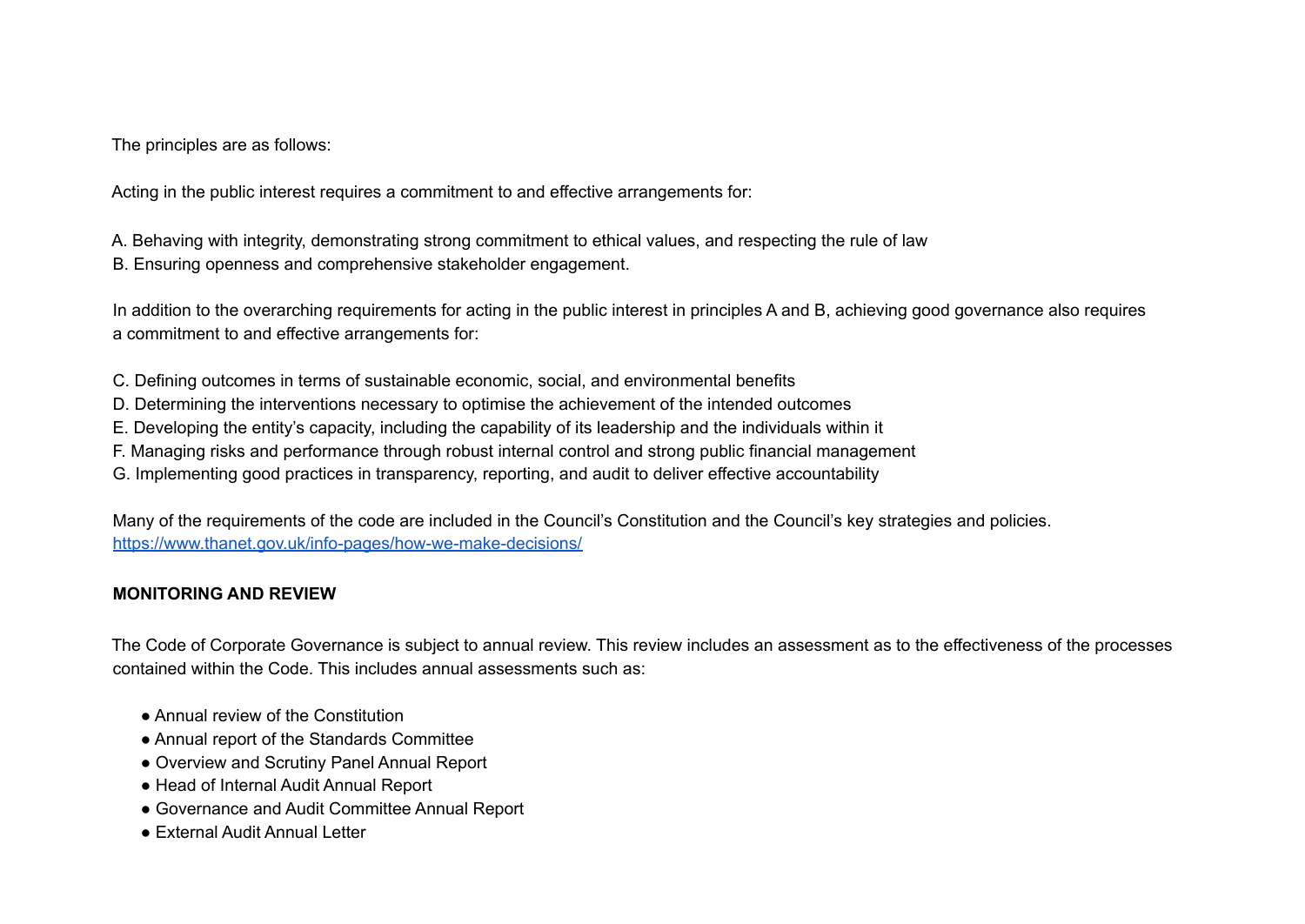The principles are as follows:

Acting in the public interest requires a commitment to and effective arrangements for:

A. Behaving with integrity, demonstrating strong commitment to ethical values, and respecting the rule of law
B. Ensuring openness and comprehensive stakeholder engagement.

In addition to the overarching requirements for acting in the public interest in principles A and B, achieving good governance also requires a commitment to and effective arrangements for:

C. Defining outcomes in terms of sustainable economic, social, and environmental benefits
D. Determining the interventions necessary to optimise the achievement of the intended outcomes
E. Developing the entity's capacity, including the capability of its leadership and the individuals within it
F. Managing risks and performance through robust internal control and strong public financial management
G. Implementing good practices in transparency, reporting, and audit to deliver effective accountability

Many of the requirements of the code are included in the Council's Constitution and the Council's key strategies and policies.
https://www.thanet.gov.uk/info-pages/how-we-make-decisions/

**MONITORING AND REVIEW**

The Code of Corporate Governance is subject to annual review. This review includes an assessment as to the effectiveness of the processes contained within the Code. This includes annual assessments such as:

- Annual review of the Constitution
- Annual report of the Standards Committee
- Overview and Scrutiny Panel Annual Report
- Head of Internal Audit Annual Report
- Governance and Audit Committee Annual Report
- External Audit Annual Letter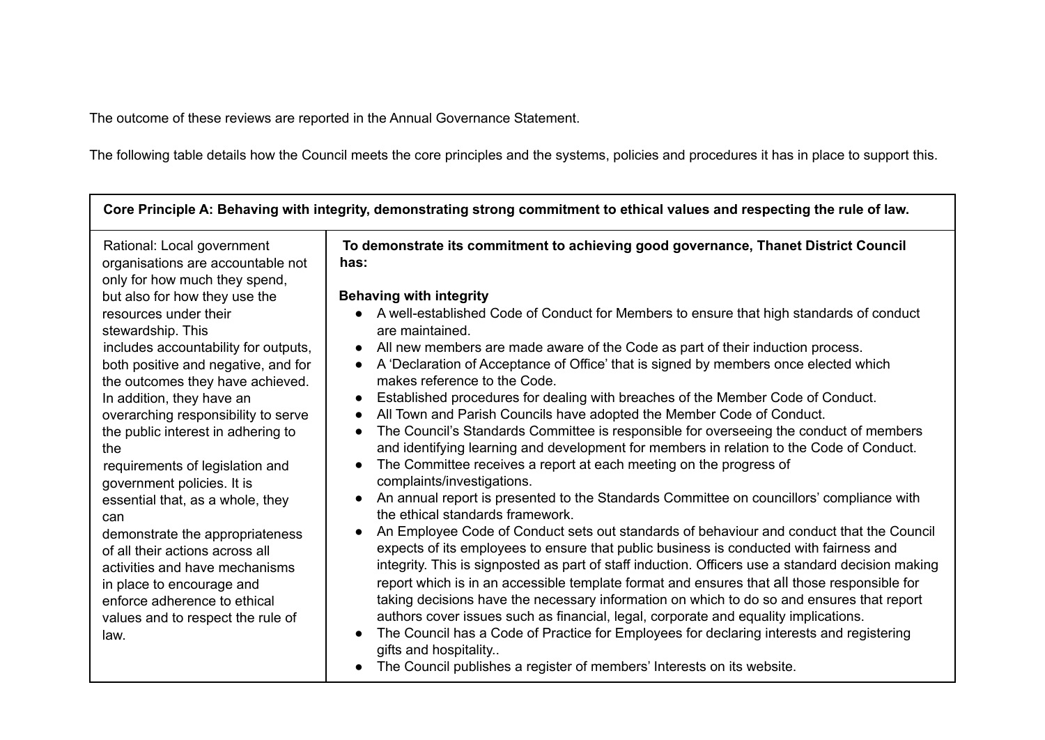The outcome of these reviews are reported in the Annual Governance Statement.

The following table details how the Council meets the core principles and the systems, policies and procedures it has in place to support this.

| **Core Principle A: Behaving with integrity, demonstrating strong commitment to ethical values and respecting the rule of law.** | |
|---|---|
| Rational: Local government organisations are accountable not only for how much they spend, but also for how they use the resources under their stewardship. This includes accountability for outputs, both positive and negative, and for the outcomes they have achieved. In addition, they have an overarching responsibility to serve the public interest in adhering to the requirements of legislation and government policies. It is essential that, as a whole, they can demonstrate the appropriateness of all their actions across all activities and have mechanisms in place to encourage and enforce adherence to ethical values and to respect the rule of law. | **To demonstrate its commitment to achieving good governance, Thanet District Council has:**<br><br>**Behaving with integrity**<br>● A well-established Code of Conduct for Members to ensure that high standards of conduct are maintained.<br>● All new members are made aware of the Code as part of their induction process.<br>● A 'Declaration of Acceptance of Office' that is signed by members once elected which makes reference to the Code.<br>● Established procedures for dealing with breaches of the Member Code of Conduct.<br>● All Town and Parish Councils have adopted the Member Code of Conduct.<br>● The Council's Standards Committee is responsible for overseeing the conduct of members and identifying learning and development for members in relation to the Code of Conduct.<br>● The Committee receives a report at each meeting on the progress of complaints/investigations.<br>● An annual report is presented to the Standards Committee on councillors' compliance with the ethical standards framework.<br>● An Employee Code of Conduct sets out standards of behaviour and conduct that the Council expects of its employees to ensure that public business is conducted with fairness and integrity. This is signposted as part of staff induction. Officers use a standard decision making report which is in an accessible template format and ensures that all those responsible for taking decisions have the necessary information on which to do so and ensures that report authors cover issues such as financial, legal, corporate and equality implications.<br>● The Council has a Code of Practice for Employees for declaring interests and registering gifts and hospitality..<br>● The Council publishes a register of members' Interests on its website. |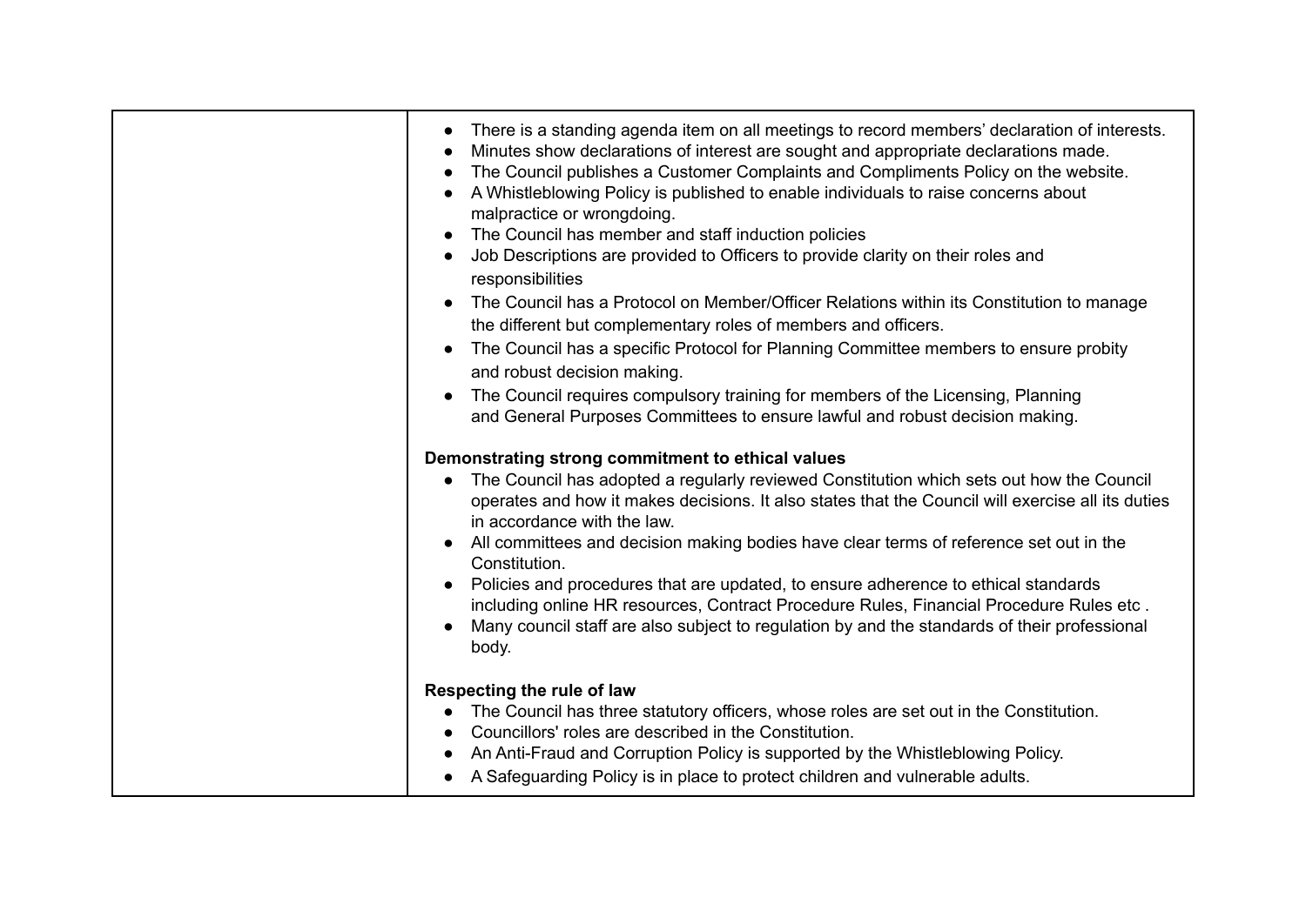| | |
|---|---|
| | • There is a standing agenda item on all meetings to record members' declaration of interests.<br>• Minutes show declarations of interest are sought and appropriate declarations made.<br>• The Council publishes a Customer Complaints and Compliments Policy on the website.<br>• A Whistleblowing Policy is published to enable individuals to raise concerns about malpractice or wrongdoing.<br>• The Council has member and staff induction policies<br>• Job Descriptions are provided to Officers to provide clarity on their roles and responsibilities<br>• The Council has a Protocol on Member/Officer Relations within its Constitution to manage the different but complementary roles of members and officers.<br>• The Council has a specific Protocol for Planning Committee members to ensure probity and robust decision making.<br>• The Council requires compulsory training for members of the Licensing, Planning and General Purposes Committees to ensure lawful and robust decision making.<br><br>**Demonstrating strong commitment to ethical values**<br>• The Council has adopted a regularly reviewed Constitution which sets out how the Council operates and how it makes decisions. It also states that the Council will exercise all its duties in accordance with the law.<br>• All committees and decision making bodies have clear terms of reference set out in the Constitution.<br>• Policies and procedures that are updated, to ensure adherence to ethical standards including online HR resources, Contract Procedure Rules, Financial Procedure Rules etc .<br>• Many council staff are also subject to regulation by and the standards of their professional body.<br><br>**Respecting the rule of law**<br>• The Council has three statutory officers, whose roles are set out in the Constitution.<br>• Councillors' roles are described in the Constitution.<br>• An Anti-Fraud and Corruption Policy is supported by the Whistleblowing Policy.<br>• A Safeguarding Policy is in place to protect children and vulnerable adults. |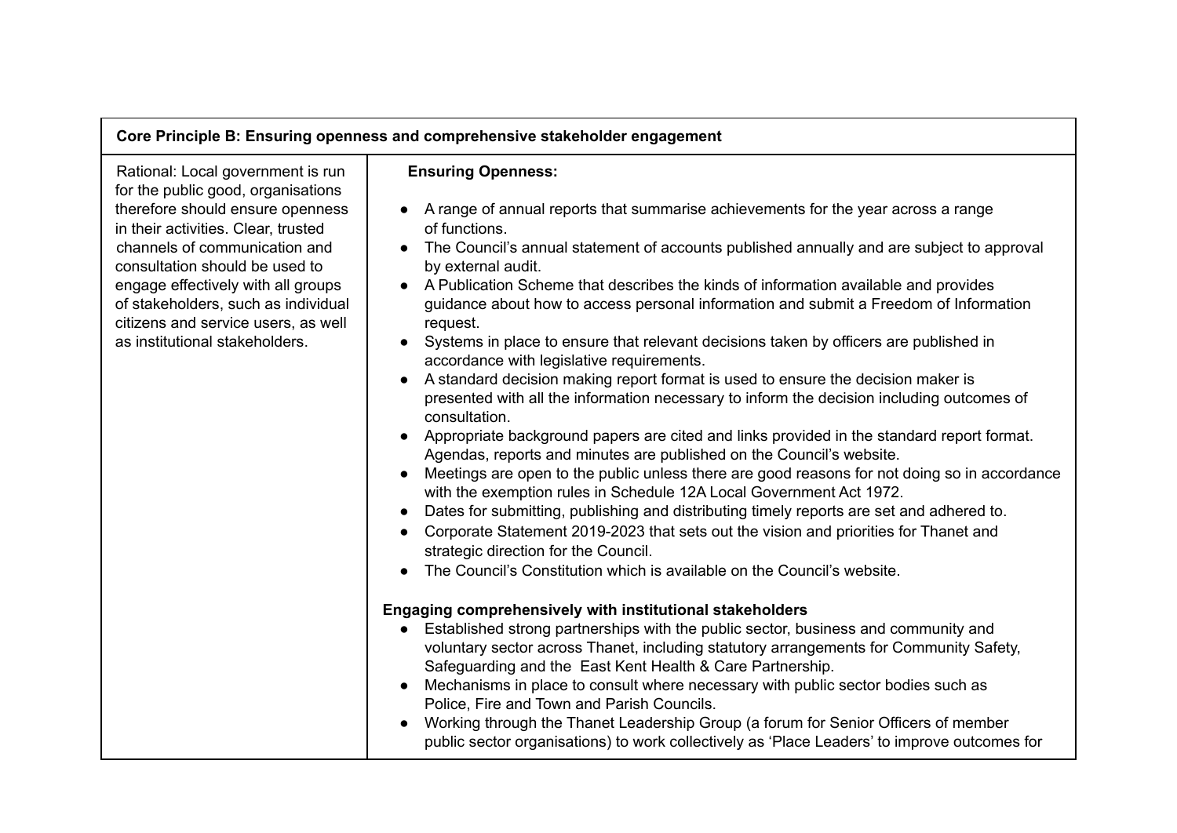| Core Principle B: Ensuring openness and comprehensive stakeholder engagement | |
|---|---|
| Rational: Local government is run for the public good, organisations therefore should ensure openness in their activities. Clear, trusted channels of communication and consultation should be used to engage effectively with all groups of stakeholders, such as individual citizens and service users, as well as institutional stakeholders. | **Ensuring Openness:**<br><br>• A range of annual reports that summarise achievements for the year across a range of functions.<br>• The Council's annual statement of accounts published annually and are subject to approval by external audit.<br>• A Publication Scheme that describes the kinds of information available and provides guidance about how to access personal information and submit a Freedom of Information request.<br>• Systems in place to ensure that relevant decisions taken by officers are published in accordance with legislative requirements.<br>• A standard decision making report format is used to ensure the decision maker is presented with all the information necessary to inform the decision including outcomes of consultation.<br>• Appropriate background papers are cited and links provided in the standard report format. Agendas, reports and minutes are published on the Council's website.<br>• Meetings are open to the public unless there are good reasons for not doing so in accordance with the exemption rules in Schedule 12A Local Government Act 1972.<br>• Dates for submitting, publishing and distributing timely reports are set and adhered to.<br>• Corporate Statement 2019-2023 that sets out the vision and priorities for Thanet and strategic direction for the Council.<br>• The Council's Constitution which is available on the Council's website.<br><br>**Engaging comprehensively with institutional stakeholders**<br>• Established strong partnerships with the public sector, business and community and voluntary sector across Thanet, including statutory arrangements for Community Safety, Safeguarding and the East Kent Health & Care Partnership.<br>• Mechanisms in place to consult where necessary with public sector bodies such as Police, Fire and Town and Parish Councils.<br>• Working through the Thanet Leadership Group (a forum for Senior Officers of member public sector organisations) to work collectively as 'Place Leaders' to improve outcomes for |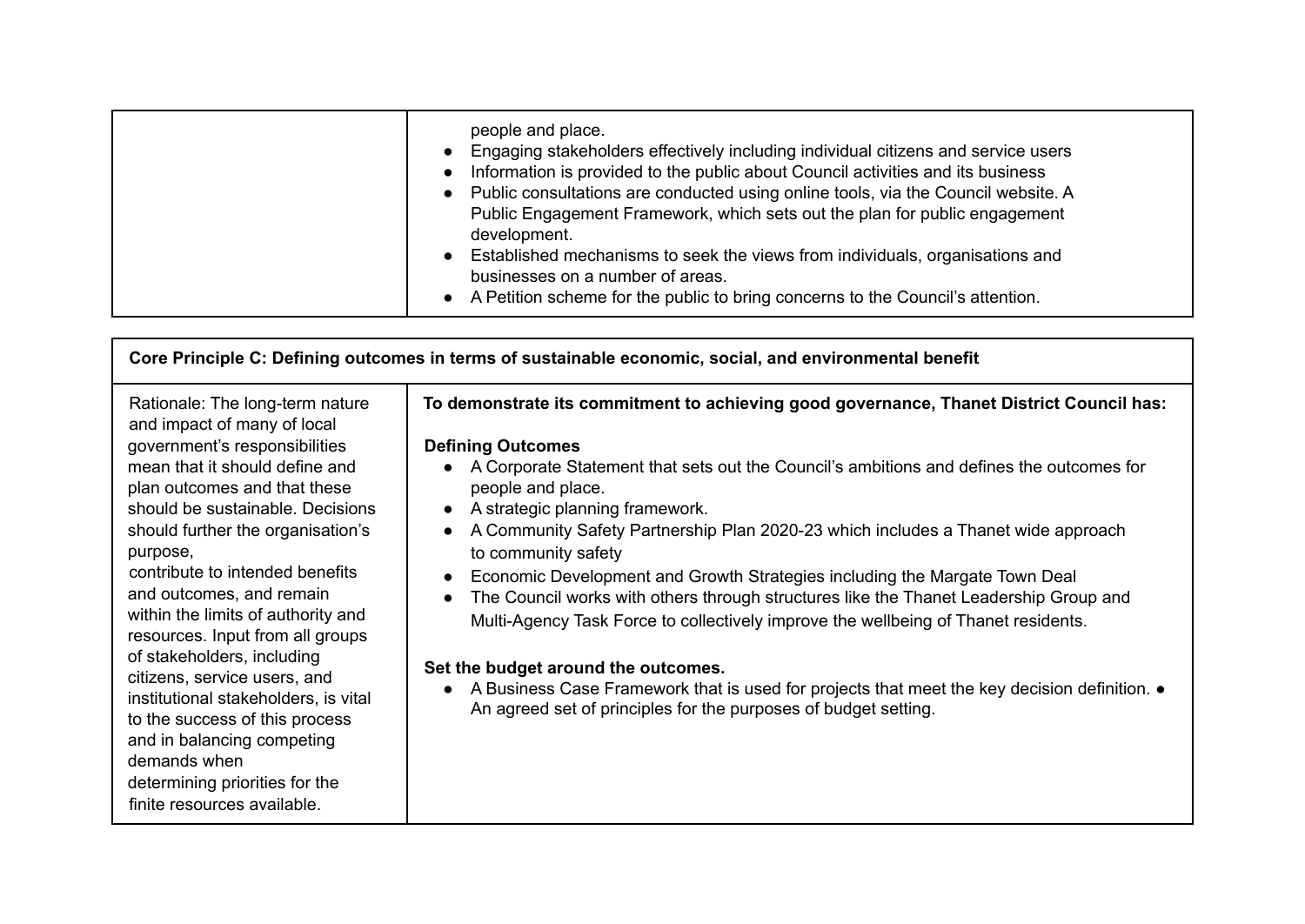| | |
|---|---|
| | people and place.<br>● Engaging stakeholders effectively including individual citizens and service users<br>● Information is provided to the public about Council activities and its business<br>● Public consultations are conducted using online tools, via the Council website. A Public Engagement Framework, which sets out the plan for public engagement development.<br>● Established mechanisms to seek the views from individuals, organisations and businesses on a number of areas.<br>● A Petition scheme for the public to bring concerns to the Council's attention. |

| **Core Principle C: Defining outcomes in terms of sustainable economic, social, and environmental benefit** | |
|---|---|
| Rationale: The long-term nature and impact of many of local government's responsibilities mean that it should define and plan outcomes and that these should be sustainable. Decisions should further the organisation's purpose, contribute to intended benefits and outcomes, and remain within the limits of authority and resources. Input from all groups of stakeholders, including citizens, service users, and institutional stakeholders, is vital to the success of this process and in balancing competing demands when determining priorities for the finite resources available. | **To demonstrate its commitment to achieving good governance, Thanet District Council has:**<br><br>**Defining Outcomes**<br>● A Corporate Statement that sets out the Council's ambitions and defines the outcomes for people and place.<br>● A strategic planning framework.<br>● A Community Safety Partnership Plan 2020-23 which includes a Thanet wide approach to community safety<br>● Economic Development and Growth Strategies including the Margate Town Deal<br>● The Council works with others through structures like the Thanet Leadership Group and Multi-Agency Task Force to collectively improve the wellbeing of Thanet residents.<br><br>**Set the budget around the outcomes.**<br>● A Business Case Framework that is used for projects that meet the key decision definition. ● An agreed set of principles for the purposes of budget setting. |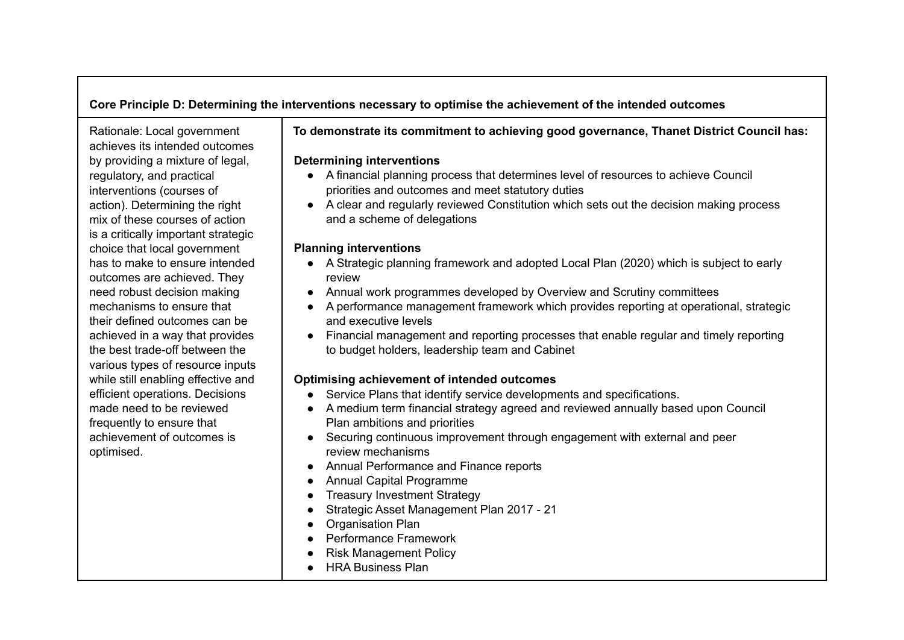| **Core Principle D: Determining the interventions necessary to optimise the achievement of the intended outcomes** | |
|---|---|
| Rationale: Local government achieves its intended outcomes by providing a mixture of legal, regulatory, and practical interventions (courses of action). Determining the right mix of these courses of action is a critically important strategic choice that local government has to make to ensure intended outcomes are achieved. They need robust decision making mechanisms to ensure that their defined outcomes can be achieved in a way that provides the best trade-off between the various types of resource inputs while still enabling effective and efficient operations. Decisions made need to be reviewed frequently to ensure that achievement of outcomes is optimised. | **To demonstrate its commitment to achieving good governance, Thanet District Council has:**<br><br>**Determining interventions**<br>• A financial planning process that determines level of resources to achieve Council priorities and outcomes and meet statutory duties<br>• A clear and regularly reviewed Constitution which sets out the decision making process and a scheme of delegations<br><br>**Planning interventions**<br>• A Strategic planning framework and adopted Local Plan (2020) which is subject to early review<br>• Annual work programmes developed by Overview and Scrutiny committees<br>• A performance management framework which provides reporting at operational, strategic and executive levels<br>• Financial management and reporting processes that enable regular and timely reporting to budget holders, leadership team and Cabinet<br><br>**Optimising achievement of intended outcomes**<br>• Service Plans that identify service developments and specifications.<br>• A medium term financial strategy agreed and reviewed annually based upon Council Plan ambitions and priorities<br>• Securing continuous improvement through engagement with external and peer review mechanisms<br>• Annual Performance and Finance reports<br>• Annual Capital Programme<br>• Treasury Investment Strategy<br>• Strategic Asset Management Plan 2017 - 21<br>• Organisation Plan<br>• Performance Framework<br>• Risk Management Policy<br>• HRA Business Plan |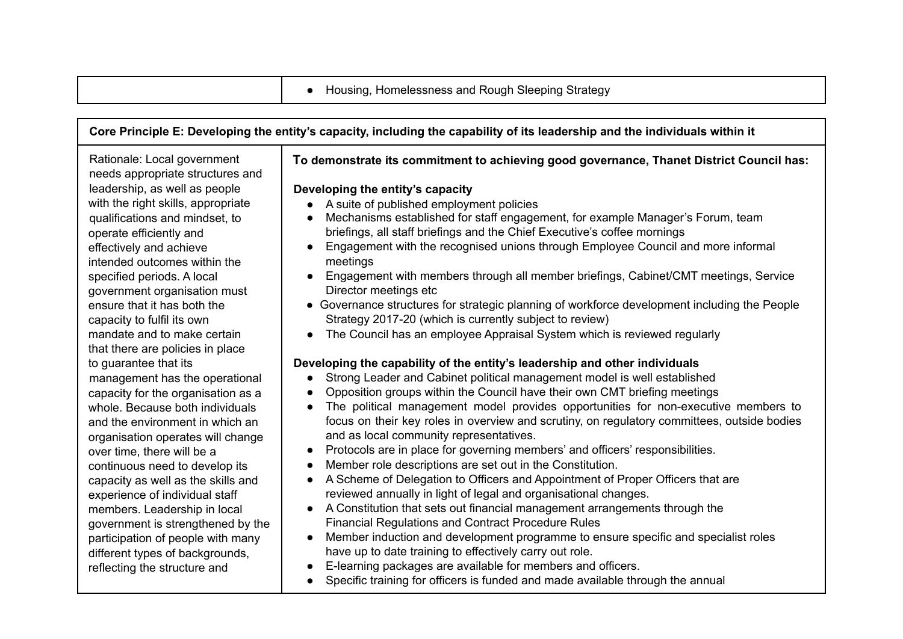| | |
|---|---|
| | • Housing, Homelessness and Rough Sleeping Strategy |

| **Core Principle E: Developing the entity's capacity, including the capability of its leadership and the individuals within it** | |
|---|---|
| Rationale: Local government needs appropriate structures and leadership, as well as people with the right skills, appropriate qualifications and mindset, to operate efficiently and effectively and achieve intended outcomes within the specified periods. A local government organisation must ensure that it has both the capacity to fulfil its own mandate and to make certain that there are policies in place to guarantee that its management has the operational capacity for the organisation as a whole. Because both individuals and the environment in which an organisation operates will change over time, there will be a continuous need to develop its capacity as well as the skills and experience of individual staff members. Leadership in local government is strengthened by the participation of people with many different types of backgrounds, reflecting the structure and | **To demonstrate its commitment to achieving good governance, Thanet District Council has:**<br><br>**Developing the entity's capacity**<br>• A suite of published employment policies<br>• Mechanisms established for staff engagement, for example Manager's Forum, team briefings, all staff briefings and the Chief Executive's coffee mornings<br>• Engagement with the recognised unions through Employee Council and more informal meetings<br>• Engagement with members through all member briefings, Cabinet/CMT meetings, Service Director meetings etc<br>• Governance structures for strategic planning of workforce development including the People Strategy 2017-20 (which is currently subject to review)<br>• The Council has an employee Appraisal System which is reviewed regularly<br><br>**Developing the capability of the entity's leadership and other individuals**<br>• Strong Leader and Cabinet political management model is well established<br>• Opposition groups within the Council have their own CMT briefing meetings<br>• The political management model provides opportunities for non-executive members to focus on their key roles in overview and scrutiny, on regulatory committees, outside bodies and as local community representatives.<br>• Protocols are in place for governing members' and officers' responsibilities.<br>• Member role descriptions are set out in the Constitution.<br>• A Scheme of Delegation to Officers and Appointment of Proper Officers that are reviewed annually in light of legal and organisational changes.<br>• A Constitution that sets out financial management arrangements through the Financial Regulations and Contract Procedure Rules<br>• Member induction and development programme to ensure specific and specialist roles have up to date training to effectively carry out role.<br>• E-learning packages are available for members and officers.<br>• Specific training for officers is funded and made available through the annual |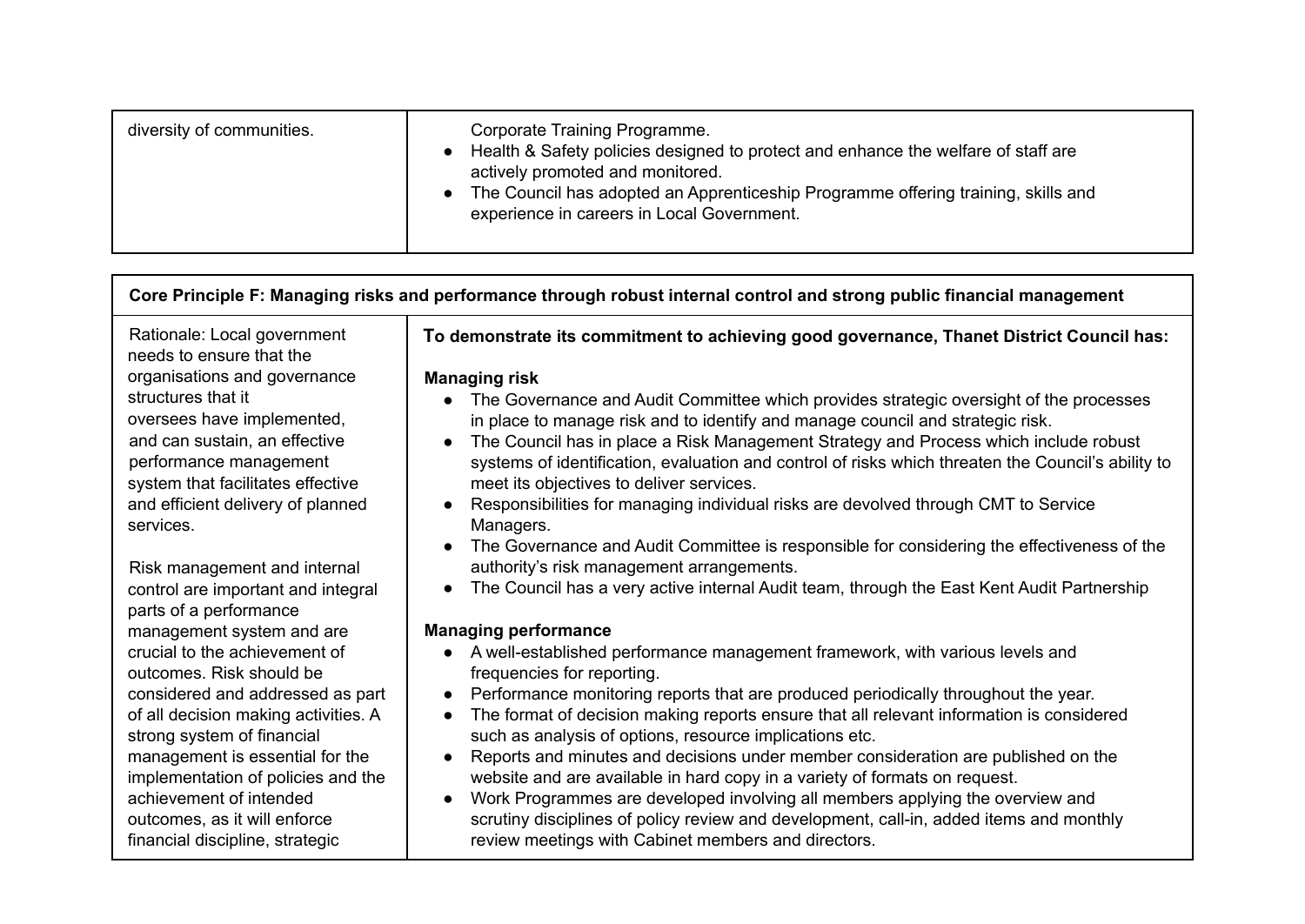| diversity of communities. | Corporate Training Programme.<br>● Health & Safety policies designed to protect and enhance the welfare of staff are actively promoted and monitored.<br>● The Council has adopted an Apprenticeship Programme offering training, skills and experience in careers in Local Government. |
|---|---|

| **Core Principle F: Managing risks and performance through robust internal control and strong public financial management** | |
|---|---|
| Rationale: Local government needs to ensure that the organisations and governance structures that it oversees have implemented, and can sustain, an effective performance management system that facilitates effective and efficient delivery of planned services.<br><br>Risk management and internal control are important and integral parts of a performance management system and are crucial to the achievement of outcomes. Risk should be considered and addressed as part of all decision making activities. A strong system of financial management is essential for the implementation of policies and the achievement of intended outcomes, as it will enforce financial discipline, strategic | **To demonstrate its commitment to achieving good governance, Thanet District Council has:**<br><br>**Managing risk**<br>● The Governance and Audit Committee which provides strategic oversight of the processes in place to manage risk and to identify and manage council and strategic risk.<br>● The Council has in place a Risk Management Strategy and Process which include robust systems of identification, evaluation and control of risks which threaten the Council's ability to meet its objectives to deliver services.<br>● Responsibilities for managing individual risks are devolved through CMT to Service Managers.<br>● The Governance and Audit Committee is responsible for considering the effectiveness of the authority's risk management arrangements.<br>● The Council has a very active internal Audit team, through the East Kent Audit Partnership<br><br>**Managing performance**<br>● A well-established performance management framework, with various levels and frequencies for reporting.<br>● Performance monitoring reports that are produced periodically throughout the year.<br>● The format of decision making reports ensure that all relevant information is considered such as analysis of options, resource implications etc.<br>● Reports and minutes and decisions under member consideration are published on the website and are available in hard copy in a variety of formats on request.<br>● Work Programmes are developed involving all members applying the overview and scrutiny disciplines of policy review and development, call-in, added items and monthly review meetings with Cabinet members and directors. |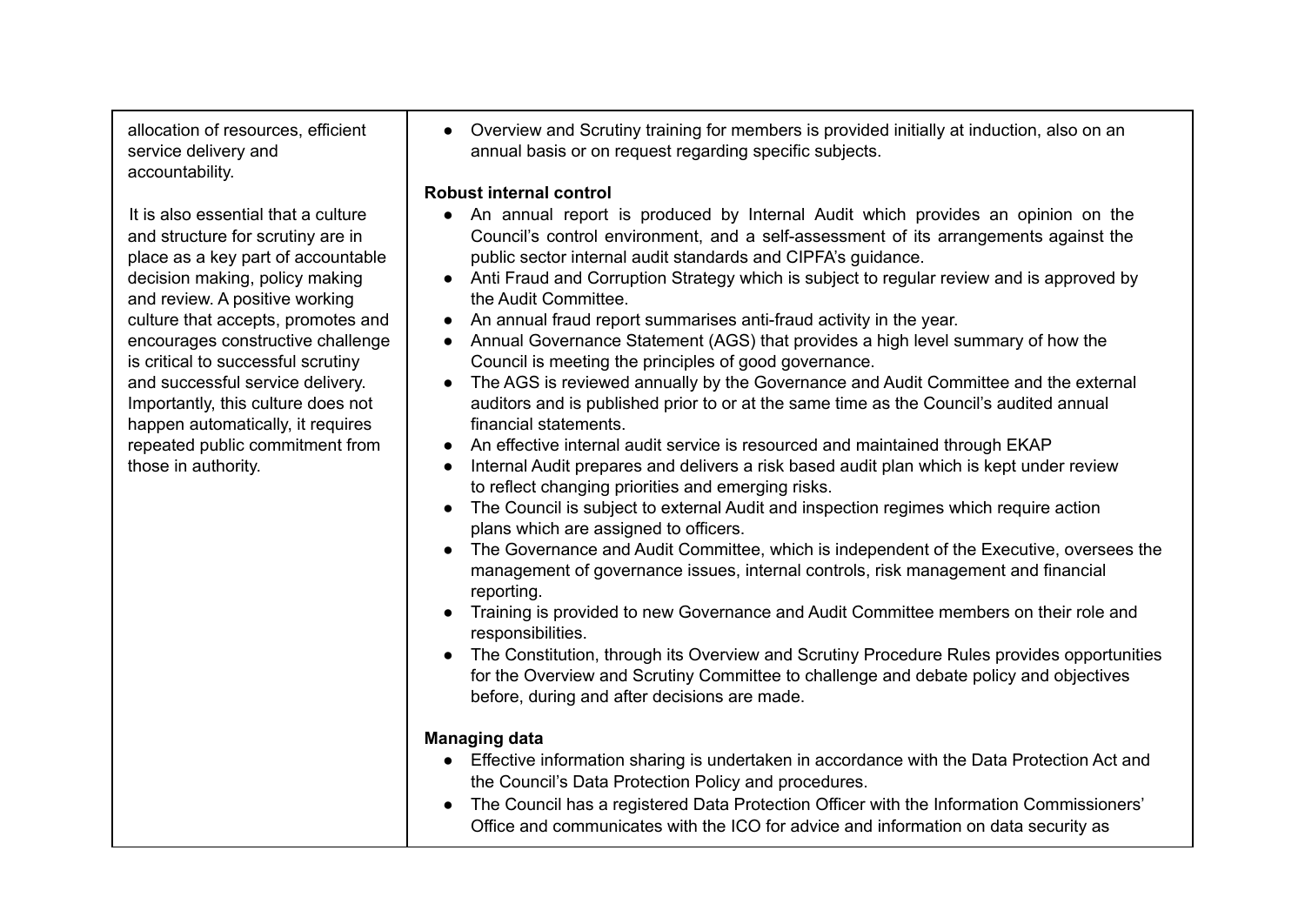| | |
|---|---|
| allocation of resources, efficient service delivery and accountability.<br><br>It is also essential that a culture and structure for scrutiny are in place as a key part of accountable decision making, policy making and review. A positive working culture that accepts, promotes and encourages constructive challenge is critical to successful scrutiny and successful service delivery. Importantly, this culture does not happen automatically, it requires repeated public commitment from those in authority. | • Overview and Scrutiny training for members is provided initially at induction, also on an annual basis or on request regarding specific subjects.<br><br>**Robust internal control**<br>• An annual report is produced by Internal Audit which provides an opinion on the Council's control environment, and a self-assessment of its arrangements against the public sector internal audit standards and CIPFA's guidance.<br>• Anti Fraud and Corruption Strategy which is subject to regular review and is approved by the Audit Committee.<br>• An annual fraud report summarises anti-fraud activity in the year.<br>• Annual Governance Statement (AGS) that provides a high level summary of how the Council is meeting the principles of good governance.<br>• The AGS is reviewed annually by the Governance and Audit Committee and the external auditors and is published prior to or at the same time as the Council's audited annual financial statements.<br>• An effective internal audit service is resourced and maintained through EKAP<br>• Internal Audit prepares and delivers a risk based audit plan which is kept under review to reflect changing priorities and emerging risks.<br>• The Council is subject to external Audit and inspection regimes which require action plans which are assigned to officers.<br>• The Governance and Audit Committee, which is independent of the Executive, oversees the management of governance issues, internal controls, risk management and financial reporting.<br>• Training is provided to new Governance and Audit Committee members on their role and responsibilities.<br>• The Constitution, through its Overview and Scrutiny Procedure Rules provides opportunities for the Overview and Scrutiny Committee to challenge and debate policy and objectives before, during and after decisions are made.<br><br>**Managing data**<br>• Effective information sharing is undertaken in accordance with the Data Protection Act and the Council's Data Protection Policy and procedures.<br>• The Council has a registered Data Protection Officer with the Information Commissioners' Office and communicates with the ICO for advice and information on data security as |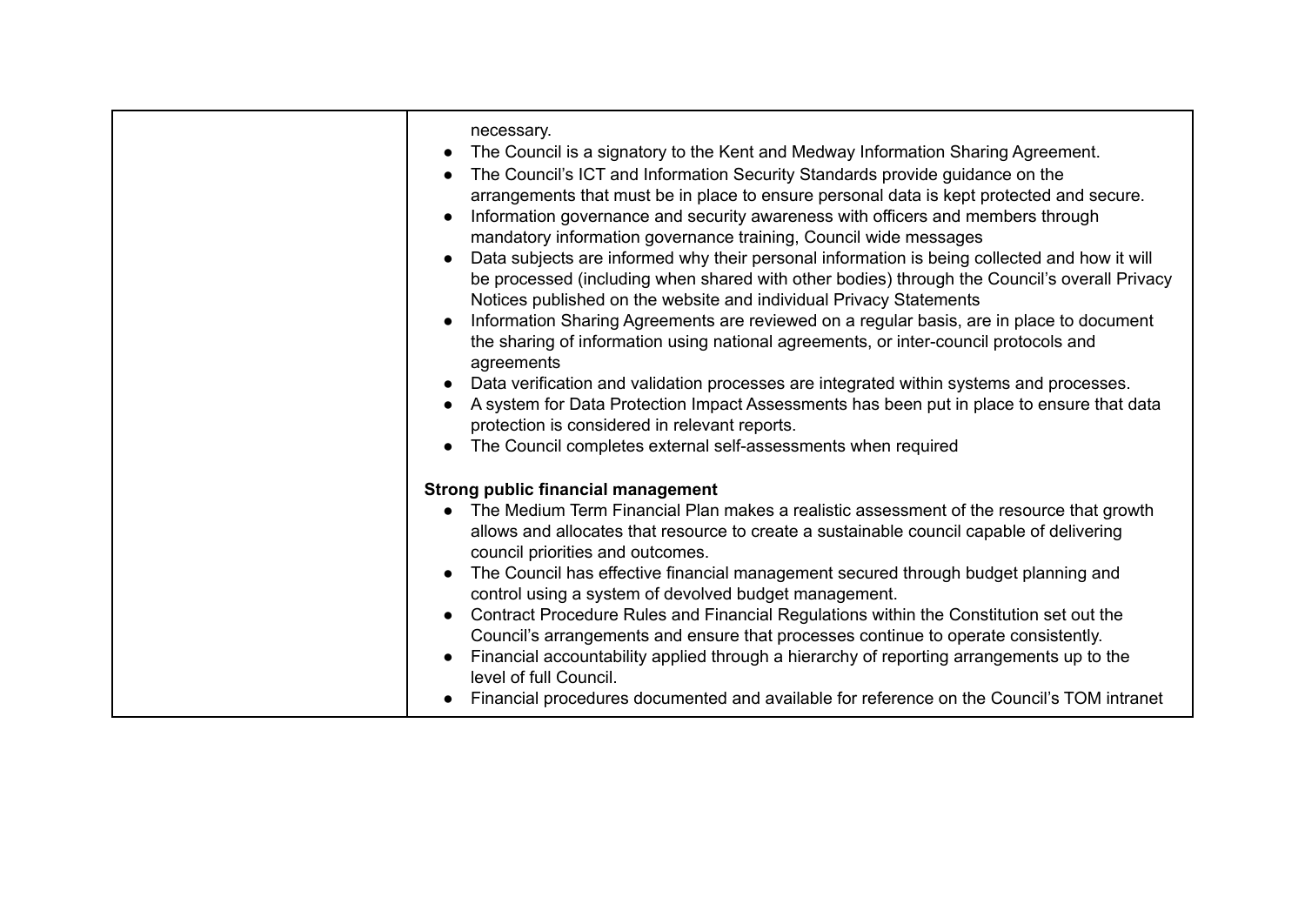| | |
|---|---|
| | necessary.<br>• The Council is a signatory to the Kent and Medway Information Sharing Agreement.<br>• The Council's ICT and Information Security Standards provide guidance on the arrangements that must be in place to ensure personal data is kept protected and secure.<br>• Information governance and security awareness with officers and members through mandatory information governance training, Council wide messages<br>• Data subjects are informed why their personal information is being collected and how it will be processed (including when shared with other bodies) through the Council's overall Privacy Notices published on the website and individual Privacy Statements<br>• Information Sharing Agreements are reviewed on a regular basis, are in place to document the sharing of information using national agreements, or inter-council protocols and agreements<br>• Data verification and validation processes are integrated within systems and processes.<br>• A system for Data Protection Impact Assessments has been put in place to ensure that data protection is considered in relevant reports.<br>• The Council completes external self-assessments when required<br><br>**Strong public financial management**<br>• The Medium Term Financial Plan makes a realistic assessment of the resource that growth allows and allocates that resource to create a sustainable council capable of delivering council priorities and outcomes.<br>• The Council has effective financial management secured through budget planning and control using a system of devolved budget management.<br>• Contract Procedure Rules and Financial Regulations within the Constitution set out the Council's arrangements and ensure that processes continue to operate consistently.<br>• Financial accountability applied through a hierarchy of reporting arrangements up to the level of full Council.<br>• Financial procedures documented and available for reference on the Council's TOM intranet |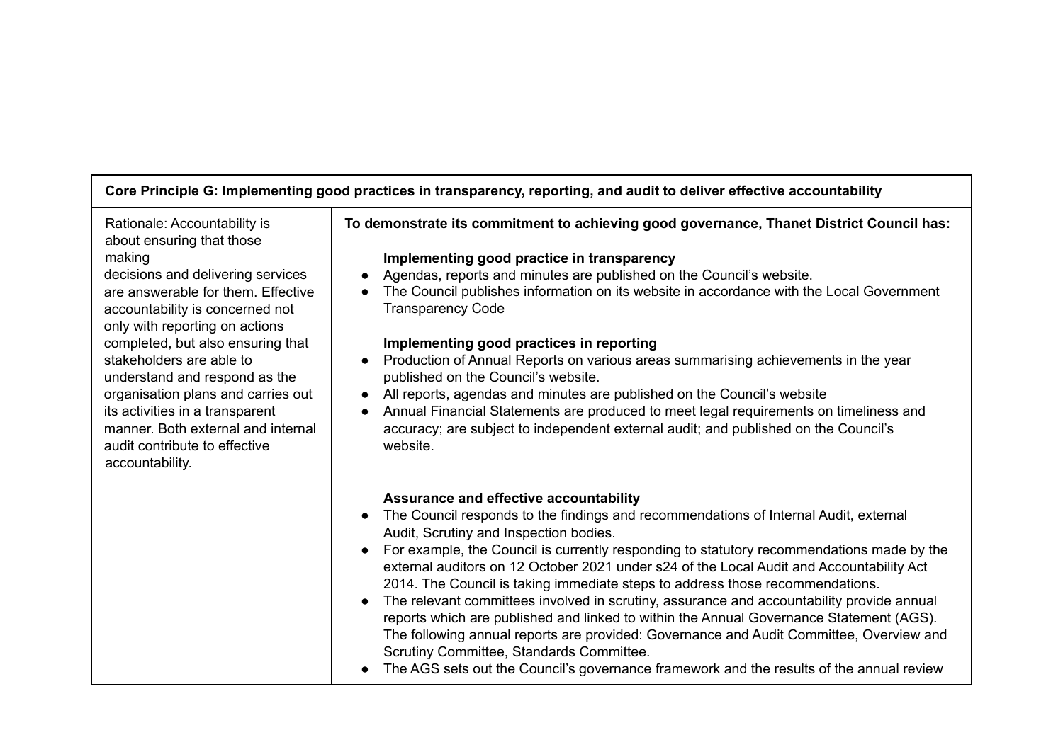| **Core Principle G: Implementing good practices in transparency, reporting, and audit to deliver effective accountability** | |
|---|---|
| Rationale: Accountability is about ensuring that those making decisions and delivering services are answerable for them. Effective accountability is concerned not only with reporting on actions completed, but also ensuring that stakeholders are able to understand and respond as the organisation plans and carries out its activities in a transparent manner. Both external and internal audit contribute to effective accountability. | **To demonstrate its commitment to achieving good governance, Thanet District Council has:**<br><br>**Implementing good practice in transparency**<br>● Agendas, reports and minutes are published on the Council's website.<br>● The Council publishes information on its website in accordance with the Local Government Transparency Code<br><br>**Implementing good practices in reporting**<br>● Production of Annual Reports on various areas summarising achievements in the year published on the Council's website.<br>● All reports, agendas and minutes are published on the Council's website<br>● Annual Financial Statements are produced to meet legal requirements on timeliness and accuracy; are subject to independent external audit; and published on the Council's website.<br><br>**Assurance and effective accountability**<br>● The Council responds to the findings and recommendations of Internal Audit, external Audit, Scrutiny and Inspection bodies.<br>● For example, the Council is currently responding to statutory recommendations made by the external auditors on 12 October 2021 under s24 of the Local Audit and Accountability Act 2014. The Council is taking immediate steps to address those recommendations.<br>● The relevant committees involved in scrutiny, assurance and accountability provide annual reports which are published and linked to within the Annual Governance Statement (AGS). The following annual reports are provided: Governance and Audit Committee, Overview and Scrutiny Committee, Standards Committee.<br>● The AGS sets out the Council's governance framework and the results of the annual review |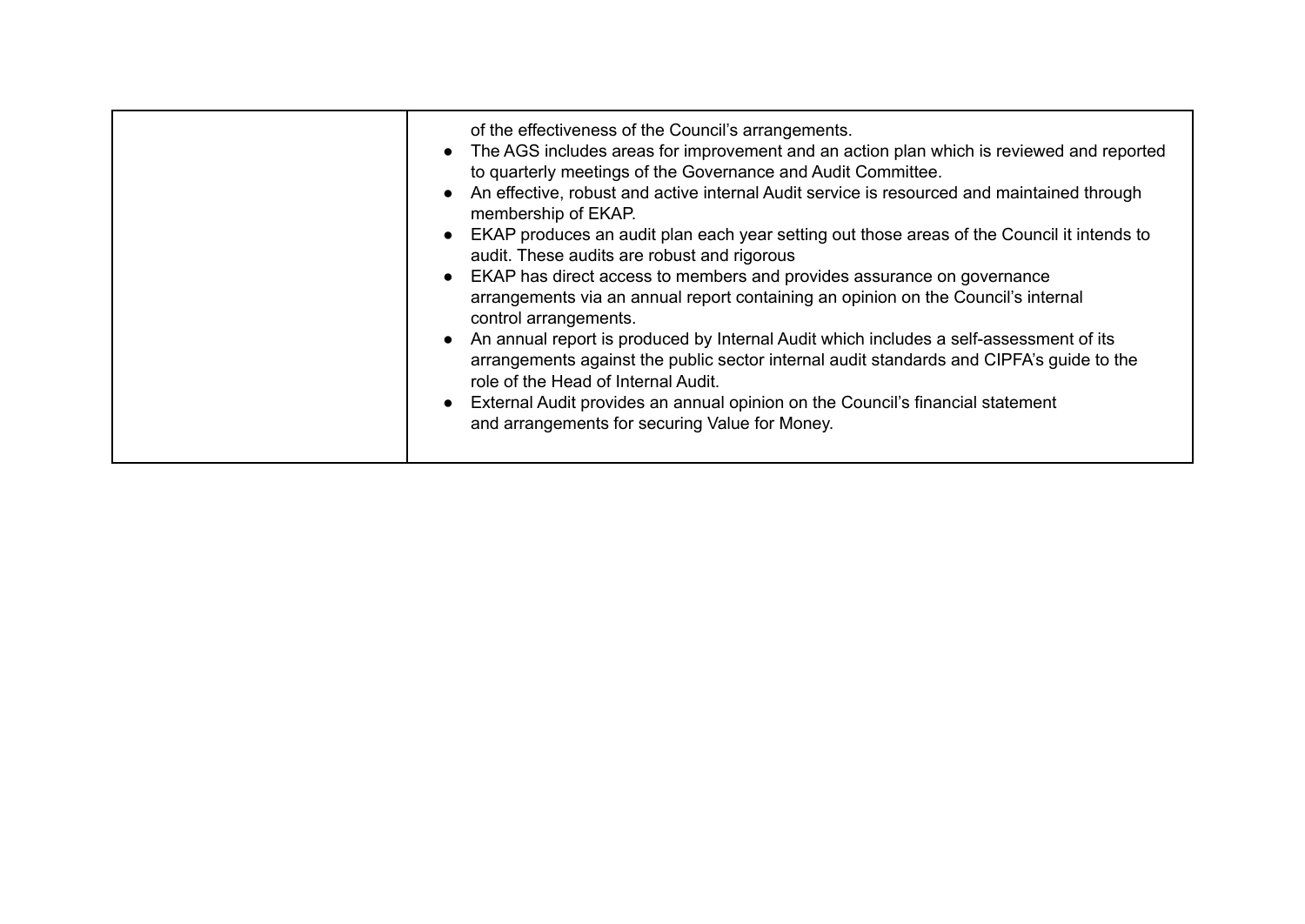| | |
|---|---|
| | of the effectiveness of the Council's arrangements.<br>• The AGS includes areas for improvement and an action plan which is reviewed and reported to quarterly meetings of the Governance and Audit Committee.<br>• An effective, robust and active internal Audit service is resourced and maintained through membership of EKAP.<br>• EKAP produces an audit plan each year setting out those areas of the Council it intends to audit. These audits are robust and rigorous<br>• EKAP has direct access to members and provides assurance on governance arrangements via an annual report containing an opinion on the Council's internal control arrangements.<br>• An annual report is produced by Internal Audit which includes a self-assessment of its arrangements against the public sector internal audit standards and CIPFA's guide to the role of the Head of Internal Audit.<br>• External Audit provides an annual opinion on the Council's financial statement and arrangements for securing Value for Money. |